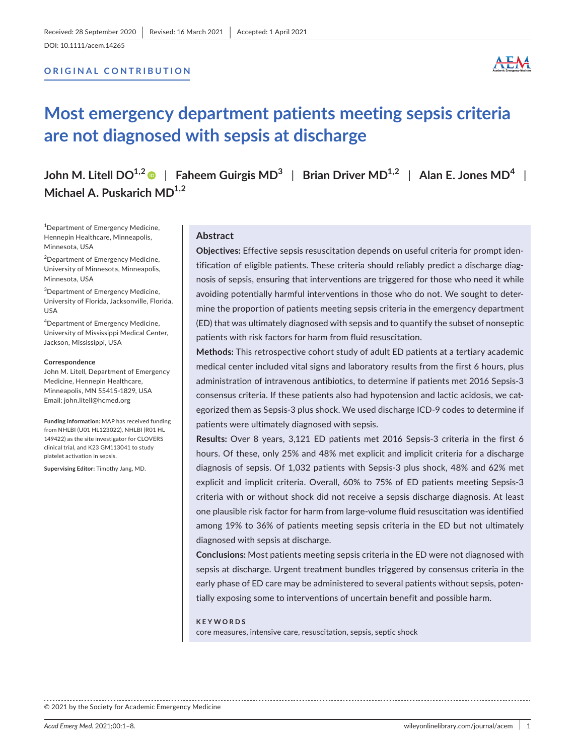Received: 28 September 2020 | Revised: 16 March 2021 | Accepted: 1 April 2021

DOI: 10.1111/acem.14265

**ORIGINAL CONTRIBUTION**

# Most emergency department patients meeting sepsis criteria are not diagnosed with sepsis at discharge

**John M. Litell DO**[1,2] | **Faheem Guirgis MD**[3] | **Brian Driver MD**[1,2] | **Alan E. Jones MD**[4] | **Michael A. Puskarich MD**[1,2]

[1]Department of Emergency Medicine, Hennepin Healthcare, Minneapolis, Minnesota, USA

[2]Department of Emergency Medicine, University of Minnesota, Minneapolis, Minnesota, USA

[3]Department of Emergency Medicine, University of Florida, Jacksonville, Florida, USA

[4]Department of Emergency Medicine, University of Mississippi Medical Center, Jackson, Mississippi, USA

**Correspondence**
John M. Litell, Department of Emergency Medicine, Hennepin Healthcare, Minneapolis, MN 55415-1829, USA
Email: john.litell@hcmed.org

**Funding information:** MAP has received funding from NHLBI (U01 HL123022), NHLBI (R01 HL 149422) as the site investigator for CLOVERS clinical trial, and K23 GM113041 to study platelet activation in sepsis.

**Supervising Editor:** Timothy Jang, MD.

## Abstract

**Objectives:** Effective sepsis resuscitation depends on useful criteria for prompt identification of eligible patients. These criteria should reliably predict a discharge diagnosis of sepsis, ensuring that interventions are triggered for those who need it while avoiding potentially harmful interventions in those who do not. We sought to determine the proportion of patients meeting sepsis criteria in the emergency department (ED) that was ultimately diagnosed with sepsis and to quantify the subset of nonseptic patients with risk factors for harm from fluid resuscitation.

**Methods:** This retrospective cohort study of adult ED patients at a tertiary academic medical center included vital signs and laboratory results from the first 6 hours, plus administration of intravenous antibiotics, to determine if patients met 2016 Sepsis-3 consensus criteria. If these patients also had hypotension and lactic acidosis, we categorized them as Sepsis-3 plus shock. We used discharge ICD-9 codes to determine if patients were ultimately diagnosed with sepsis.

**Results:** Over 8 years, 3,121 ED patients met 2016 Sepsis-3 criteria in the first 6 hours. Of these, only 25% and 48% met explicit and implicit criteria for a discharge diagnosis of sepsis. Of 1,032 patients with Sepsis-3 plus shock, 48% and 62% met explicit and implicit criteria. Overall, 60% to 75% of ED patients meeting Sepsis-3 criteria with or without shock did not receive a sepsis discharge diagnosis. At least one plausible risk factor for harm from large-volume fluid resuscitation was identified among 19% to 36% of patients meeting sepsis criteria in the ED but not ultimately diagnosed with sepsis at discharge.

**Conclusions:** Most patients meeting sepsis criteria in the ED were not diagnosed with sepsis at discharge. Urgent treatment bundles triggered by consensus criteria in the early phase of ED care may be administered to several patients without sepsis, potentially exposing some to interventions of uncertain benefit and possible harm.

**KEYWORDS**
core measures, intensive care, resuscitation, sepsis, septic shock

© 2021 by the Society for Academic Emergency Medicine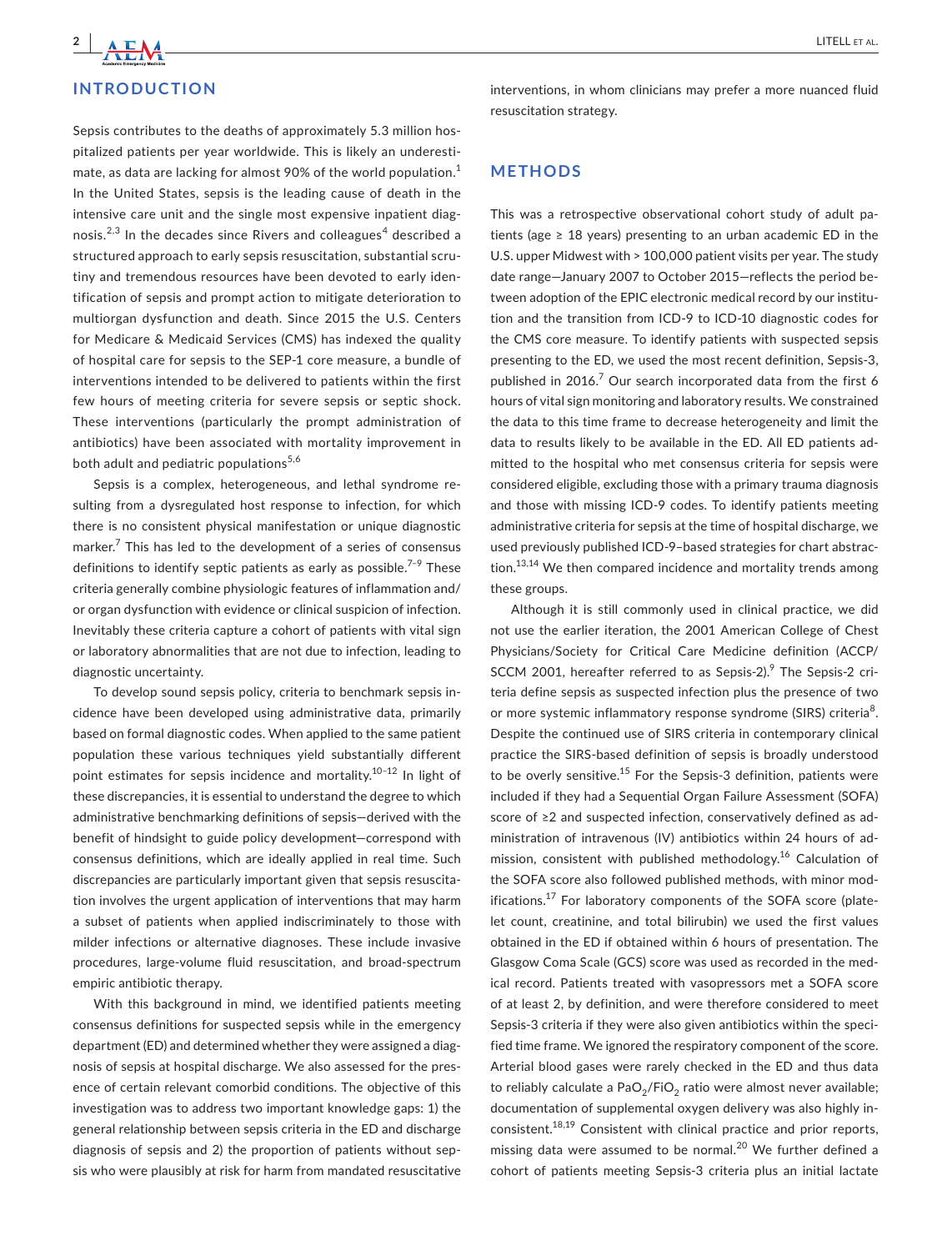## INTRODUCTION

Sepsis contributes to the deaths of approximately 5.3 million hospitalized patients per year worldwide. This is likely an underestimate, as data are lacking for almost 90% of the world population.[1] In the United States, sepsis is the leading cause of death in the intensive care unit and the single most expensive inpatient diagnosis.[2,3] In the decades since Rivers and colleagues[4] described a structured approach to early sepsis resuscitation, substantial scrutiny and tremendous resources have been devoted to early identification of sepsis and prompt action to mitigate deterioration to multiorgan dysfunction and death. Since 2015 the U.S. Centers for Medicare & Medicaid Services (CMS) has indexed the quality of hospital care for sepsis to the SEP-1 core measure, a bundle of interventions intended to be delivered to patients within the first few hours of meeting criteria for severe sepsis or septic shock. These interventions (particularly the prompt administration of antibiotics) have been associated with mortality improvement in both adult and pediatric populations[5,6]

Sepsis is a complex, heterogeneous, and lethal syndrome resulting from a dysregulated host response to infection, for which there is no consistent physical manifestation or unique diagnostic marker.[7] This has led to the development of a series of consensus definitions to identify septic patients as early as possible.[7–9] These criteria generally combine physiologic features of inflammation and/or organ dysfunction with evidence or clinical suspicion of infection. Inevitably these criteria capture a cohort of patients with vital sign or laboratory abnormalities that are not due to infection, leading to diagnostic uncertainty.

To develop sound sepsis policy, criteria to benchmark sepsis incidence have been developed using administrative data, primarily based on formal diagnostic codes. When applied to the same patient population these various techniques yield substantially different point estimates for sepsis incidence and mortality.[10–12] In light of these discrepancies, it is essential to understand the degree to which administrative benchmarking definitions of sepsis—derived with the benefit of hindsight to guide policy development—correspond with consensus definitions, which are ideally applied in real time. Such discrepancies are particularly important given that sepsis resuscitation involves the urgent application of interventions that may harm a subset of patients when applied indiscriminately to those with milder infections or alternative diagnoses. These include invasive procedures, large-volume fluid resuscitation, and broad-spectrum empiric antibiotic therapy.

With this background in mind, we identified patients meeting consensus definitions for suspected sepsis while in the emergency department (ED) and determined whether they were assigned a diagnosis of sepsis at hospital discharge. We also assessed for the presence of certain relevant comorbid conditions. The objective of this investigation was to address two important knowledge gaps: 1) the general relationship between sepsis criteria in the ED and discharge diagnosis of sepsis and 2) the proportion of patients without sepsis who were plausibly at risk for harm from mandated resuscitative interventions, in whom clinicians may prefer a more nuanced fluid resuscitation strategy.

## METHODS

This was a retrospective observational cohort study of adult patients (age ≥ 18 years) presenting to an urban academic ED in the U.S. upper Midwest with > 100,000 patient visits per year. The study date range—January 2007 to October 2015—reflects the period between adoption of the EPIC electronic medical record by our institution and the transition from ICD-9 to ICD-10 diagnostic codes for the CMS core measure. To identify patients with suspected sepsis presenting to the ED, we used the most recent definition, Sepsis-3, published in 2016.[7] Our search incorporated data from the first 6 hours of vital sign monitoring and laboratory results. We constrained the data to this time frame to decrease heterogeneity and limit the data to results likely to be available in the ED. All ED patients admitted to the hospital who met consensus criteria for sepsis were considered eligible, excluding those with a primary trauma diagnosis and those with missing ICD-9 codes. To identify patients meeting administrative criteria for sepsis at the time of hospital discharge, we used previously published ICD-9–based strategies for chart abstraction.[13,14] We then compared incidence and mortality trends among these groups.

Although it is still commonly used in clinical practice, we did not use the earlier iteration, the 2001 American College of Chest Physicians/Society for Critical Care Medicine definition (ACCP/SCCM 2001, hereafter referred to as Sepsis-2).[9] The Sepsis-2 criteria define sepsis as suspected infection plus the presence of two or more systemic inflammatory response syndrome (SIRS) criteria[8]. Despite the continued use of SIRS criteria in contemporary clinical practice the SIRS-based definition of sepsis is broadly understood to be overly sensitive.[15] For the Sepsis-3 definition, patients were included if they had a Sequential Organ Failure Assessment (SOFA) score of ≥2 and suspected infection, conservatively defined as administration of intravenous (IV) antibiotics within 24 hours of admission, consistent with published methodology.[16] Calculation of the SOFA score also followed published methods, with minor modifications.[17] For laboratory components of the SOFA score (platelet count, creatinine, and total bilirubin) we used the first values obtained in the ED if obtained within 6 hours of presentation. The Glasgow Coma Scale (GCS) score was used as recorded in the medical record. Patients treated with vasopressors met a SOFA score of at least 2, by definition, and were therefore considered to meet Sepsis-3 criteria if they were also given antibiotics within the specified time frame. We ignored the respiratory component of the score. Arterial blood gases were rarely checked in the ED and thus data to reliably calculate a $PaO_2/FiO_2$ ratio were almost never available; documentation of supplemental oxygen delivery was also highly inconsistent.[18,19] Consistent with clinical practice and prior reports, missing data were assumed to be normal.[20] We further defined a cohort of patients meeting Sepsis-3 criteria plus an initial lactate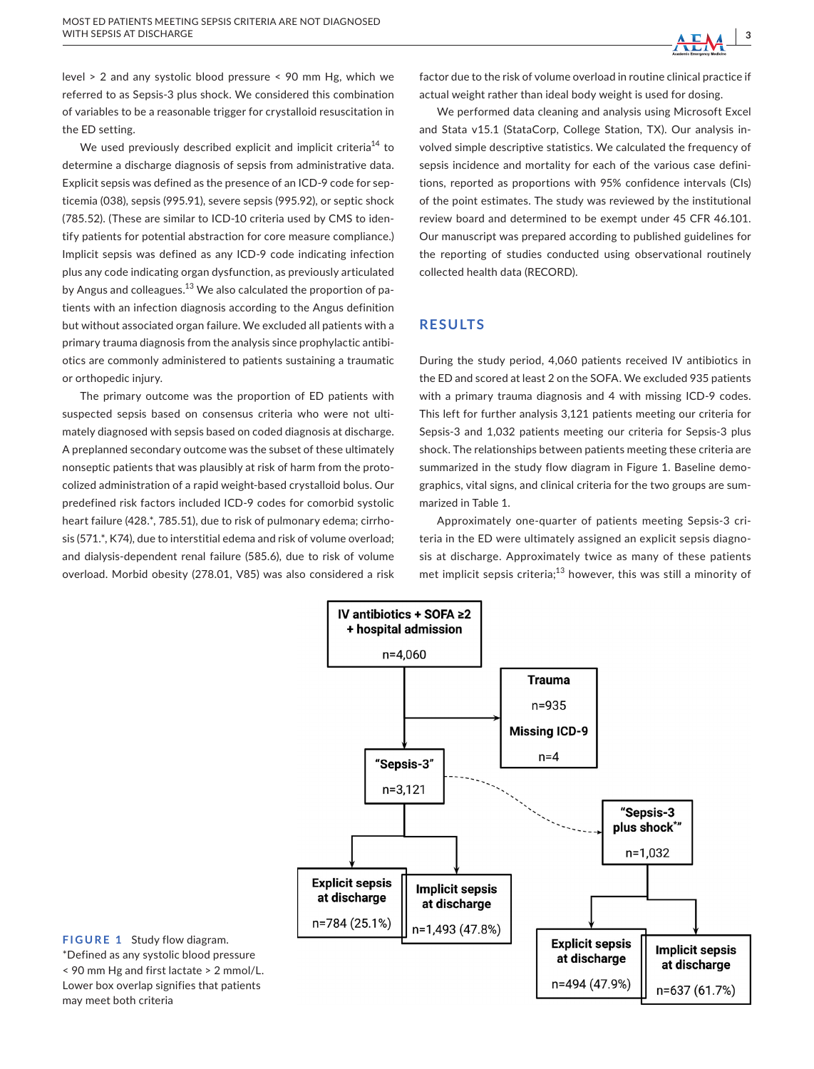level > 2 and any systolic blood pressure < 90 mm Hg, which we referred to as Sepsis-3 plus shock. We considered this combination of variables to be a reasonable trigger for crystalloid resuscitation in the ED setting.

We used previously described explicit and implicit criteria[14] to determine a discharge diagnosis of sepsis from administrative data. Explicit sepsis was defined as the presence of an ICD-9 code for septicemia (038), sepsis (995.91), severe sepsis (995.92), or septic shock (785.52). (These are similar to ICD-10 criteria used by CMS to identify patients for potential abstraction for core measure compliance.) Implicit sepsis was defined as any ICD-9 code indicating infection plus any code indicating organ dysfunction, as previously articulated by Angus and colleagues.[13] We also calculated the proportion of patients with an infection diagnosis according to the Angus definition but without associated organ failure. We excluded all patients with a primary trauma diagnosis from the analysis since prophylactic antibiotics are commonly administered to patients sustaining a traumatic or orthopedic injury.

The primary outcome was the proportion of ED patients with suspected sepsis based on consensus criteria who were not ultimately diagnosed with sepsis based on coded diagnosis at discharge. A preplanned secondary outcome was the subset of these ultimately nonseptic patients that was plausibly at risk of harm from the protocolized administration of a rapid weight-based crystalloid bolus. Our predefined risk factors included ICD-9 codes for comorbid systolic heart failure (428.*, 785.51), due to risk of pulmonary edema; cirrhosis (571.*, K74), due to interstitial edema and risk of volume overload; and dialysis-dependent renal failure (585.6), due to risk of volume overload. Morbid obesity (278.01, V85) was also considered a risk factor due to the risk of volume overload in routine clinical practice if actual weight rather than ideal body weight is used for dosing.

We performed data cleaning and analysis using Microsoft Excel and Stata v15.1 (StataCorp, College Station, TX). Our analysis involved simple descriptive statistics. We calculated the frequency of sepsis incidence and mortality for each of the various case definitions, reported as proportions with 95% confidence intervals (CIs) of the point estimates. The study was reviewed by the institutional review board and determined to be exempt under 45 CFR 46.101. Our manuscript was prepared according to published guidelines for the reporting of studies conducted using observational routinely collected health data (RECORD).

## RESULTS

During the study period, 4,060 patients received IV antibiotics in the ED and scored at least 2 on the SOFA. We excluded 935 patients with a primary trauma diagnosis and 4 with missing ICD-9 codes. This left for further analysis 3,121 patients meeting our criteria for Sepsis-3 and 1,032 patients meeting our criteria for Sepsis-3 plus shock. The relationships between patients meeting these criteria are summarized in the study flow diagram in Figure 1. Baseline demographics, vital signs, and clinical criteria for the two groups are summarized in Table 1.

Approximately one-quarter of patients meeting Sepsis-3 criteria in the ED were ultimately assigned an explicit sepsis diagnosis at discharge. Approximately twice as many of these patients met implicit sepsis criteria;[13] however, this was still a minority of

IV antibiotics + SOFA ≥2 + hospital admission n=4,060
→ Trauma n=935; Missing ICD-9 n=4
"Sepsis-3" n=3,121
→ Explicit sepsis at discharge n=784 (25.1%); Implicit sepsis at discharge n=1,493 (47.8%)
"Sepsis-3 plus shock*" n=1,032
→ Explicit sepsis at discharge n=494 (47.9%); Implicit sepsis at discharge n=637 (61.7%)

**FIGURE 1** Study flow diagram. *Defined as any systolic blood pressure < 90 mm Hg and first lactate > 2 mmol/L. Lower box overlap signifies that patients may meet both criteria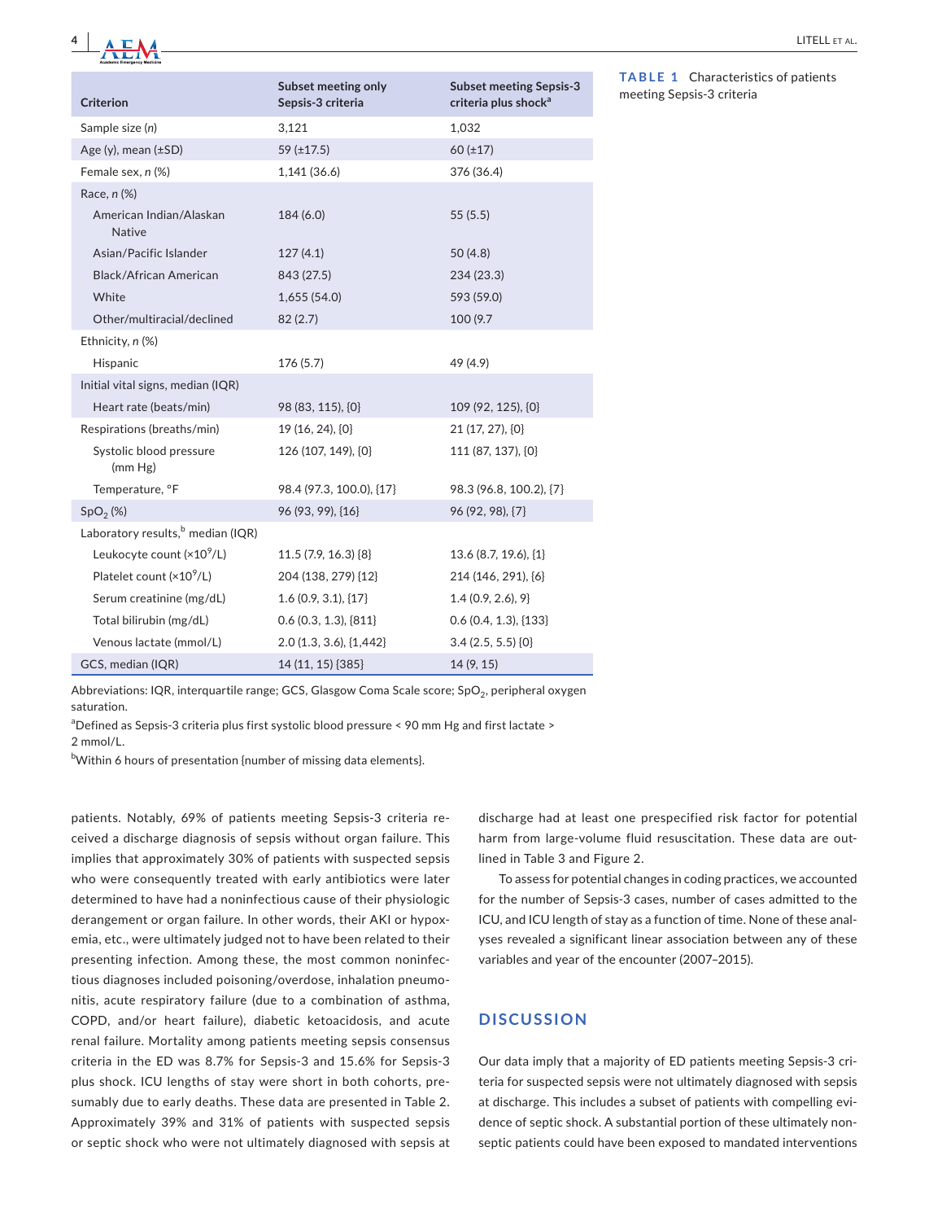**TABLE 1** Characteristics of patients meeting Sepsis-3 criteria

| Criterion | Subset meeting only Sepsis-3 criteria | Subset meeting Sepsis-3 criteria plus shock[a] |
|---|---|---|
| Sample size (*n*) | 3,121 | 1,032 |
| Age (y), mean (±SD) | 59 (±17.5) | 60 (±17) |
| Female sex, *n* (%) | 1,141 (36.6) | 376 (36.4) |
| Race, *n* (%) | | |
| American Indian/Alaskan Native | 184 (6.0) | 55 (5.5) |
| Asian/Pacific Islander | 127 (4.1) | 50 (4.8) |
| Black/African American | 843 (27.5) | 234 (23.3) |
| White | 1,655 (54.0) | 593 (59.0) |
| Other/multiracial/declined | 82 (2.7) | 100 (9.7 |
| Ethnicity, *n* (%) | | |
| Hispanic | 176 (5.7) | 49 (4.9) |
| Initial vital signs, median (IQR) | | |
| Heart rate (beats/min) | 98 (83, 115), {0} | 109 (92, 125), {0} |
| Respirations (breaths/min) | 19 (16, 24), {0} | 21 (17, 27), {0} |
| Systolic blood pressure (mm Hg) | 126 (107, 149), {0} | 111 (87, 137), {0} |
| Temperature, °F | 98.4 (97.3, 100.0), {17} | 98.3 (96.8, 100.2), {7} |
| $SpO_2$ (%) | 96 (93, 99), {16} | 96 (92, 98), {7} |
| Laboratory results,[b] median (IQR) | | |
| Leukocyte count ($\times 10^9$/L) | 11.5 (7.9, 16.3) {8} | 13.6 (8.7, 19.6), {1} |
| Platelet count ($\times 10^9$/L) | 204 (138, 279) {12} | 214 (146, 291), {6} |
| Serum creatinine (mg/dL) | 1.6 (0.9, 3.1), {17} | 1.4 (0.9, 2.6), 9} |
| Total bilirubin (mg/dL) | 0.6 (0.3, 1.3), {811} | 0.6 (0.4, 1.3), {133} |
| Venous lactate (mmol/L) | 2.0 (1.3, 3.6), {1,442} | 3.4 (2.5, 5.5) {0} |
| GCS, median (IQR) | 14 (11, 15) {385} | 14 (9, 15) |

Abbreviations: IQR, interquartile range; GCS, Glasgow Coma Scale score; $SpO_2$, peripheral oxygen saturation.

[a]Defined as Sepsis-3 criteria plus first systolic blood pressure < 90 mm Hg and first lactate > 2 mmol/L.

[b]Within 6 hours of presentation {number of missing data elements}.

patients. Notably, 69% of patients meeting Sepsis-3 criteria received a discharge diagnosis of sepsis without organ failure. This implies that approximately 30% of patients with suspected sepsis who were consequently treated with early antibiotics were later determined to have had a noninfectious cause of their physiologic derangement or organ failure. In other words, their AKI or hypoxemia, etc., were ultimately judged not to have been related to their presenting infection. Among these, the most common noninfectious diagnoses included poisoning/overdose, inhalation pneumonitis, acute respiratory failure (due to a combination of asthma, COPD, and/or heart failure), diabetic ketoacidosis, and acute renal failure. Mortality among patients meeting sepsis consensus criteria in the ED was 8.7% for Sepsis-3 and 15.6% for Sepsis-3 plus shock. ICU lengths of stay were short in both cohorts, presumably due to early deaths. These data are presented in Table 2. Approximately 39% and 31% of patients with suspected sepsis or septic shock who were not ultimately diagnosed with sepsis at discharge had at least one prespecified risk factor for potential harm from large-volume fluid resuscitation. These data are outlined in Table 3 and Figure 2.

To assess for potential changes in coding practices, we accounted for the number of Sepsis-3 cases, number of cases admitted to the ICU, and ICU length of stay as a function of time. None of these analyses revealed a significant linear association between any of these variables and year of the encounter (2007–2015).

## DISCUSSION

Our data imply that a majority of ED patients meeting Sepsis-3 criteria for suspected sepsis were not ultimately diagnosed with sepsis at discharge. This includes a subset of patients with compelling evidence of septic shock. A substantial portion of these ultimately nonseptic patients could have been exposed to mandated interventions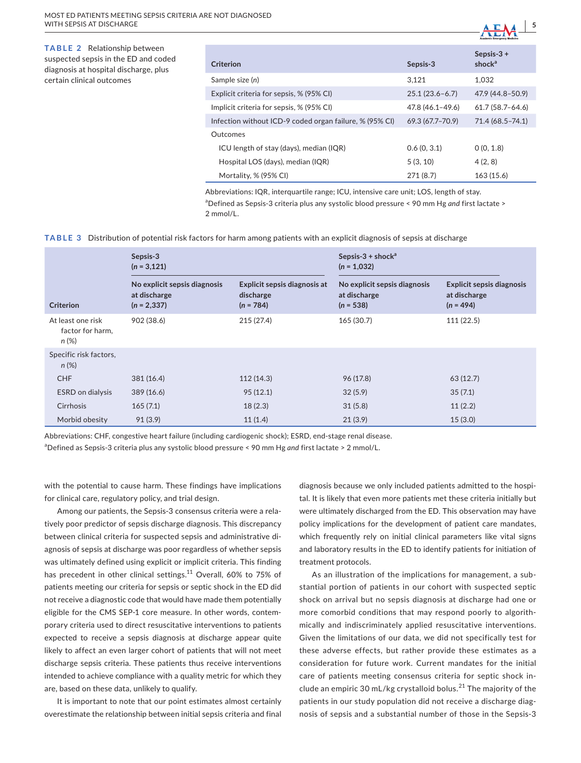**TABLE 2** Relationship between suspected sepsis in the ED and coded diagnosis at hospital discharge, plus certain clinical outcomes

| Criterion | Sepsis-3 | Sepsis-3 + shock[a] |
|---|---|---|
| Sample size (n) | 3,121 | 1,032 |
| Explicit criteria for sepsis, % (95% CI) | 25.1 (23.6–6.7) | 47.9 (44.8–50.9) |
| Implicit criteria for sepsis, % (95% CI) | 47.8 (46.1–49.6) | 61.7 (58.7–64.6) |
| Infection without ICD-9 coded organ failure, % (95% CI) | 69.3 (67.7–70.9) | 71.4 (68.5–74.1) |
| Outcomes | | |
| ICU length of stay (days), median (IQR) | 0.6 (0, 3.1) | 0 (0, 1.8) |
| Hospital LOS (days), median (IQR) | 5 (3, 10) | 4 (2, 8) |
| Mortality, % (95% CI) | 271 (8.7) | 163 (15.6) |

Abbreviations: IQR, interquartile range; ICU, intensive care unit; LOS, length of stay.

[a]Defined as Sepsis-3 criteria plus any systolic blood pressure < 90 mm Hg *and* first lactate > 2 mmol/L.

**TABLE 3** Distribution of potential risk factors for harm among patients with an explicit diagnosis of sepsis at discharge

| Criterion | Sepsis-3 (n = 3,121) | | Sepsis-3 + shock[a] (n = 1,032) | |
|---|---|---|---|---|
| | No explicit sepsis diagnosis at discharge (n = 2,337) | Explicit sepsis diagnosis at discharge (n = 784) | No explicit sepsis diagnosis at discharge (n = 538) | Explicit sepsis diagnosis at discharge (n = 494) |
| At least one risk factor for harm, n (%) | 902 (38.6) | 215 (27.4) | 165 (30.7) | 111 (22.5) |
| Specific risk factors, n (%) | | | | |
| CHF | 381 (16.4) | 112 (14.3) | 96 (17.8) | 63 (12.7) |
| ESRD on dialysis | 389 (16.6) | 95 (12.1) | 32 (5.9) | 35 (7.1) |
| Cirrhosis | 165 (7.1) | 18 (2.3) | 31 (5.8) | 11 (2.2) |
| Morbid obesity | 91 (3.9) | 11 (1.4) | 21 (3.9) | 15 (3.0) |

Abbreviations: CHF, congestive heart failure (including cardiogenic shock); ESRD, end-stage renal disease.

[a]Defined as Sepsis-3 criteria plus any systolic blood pressure < 90 mm Hg *and* first lactate > 2 mmol/L.

with the potential to cause harm. These findings have implications for clinical care, regulatory policy, and trial design.

Among our patients, the Sepsis-3 consensus criteria were a relatively poor predictor of sepsis discharge diagnosis. This discrepancy between clinical criteria for suspected sepsis and administrative diagnosis of sepsis at discharge was poor regardless of whether sepsis was ultimately defined using explicit or implicit criteria. This finding has precedent in other clinical settings.[11] Overall, 60% to 75% of patients meeting our criteria for sepsis or septic shock in the ED did not receive a diagnostic code that would have made them potentially eligible for the CMS SEP-1 core measure. In other words, contemporary criteria used to direct resuscitative interventions to patients expected to receive a sepsis diagnosis at discharge appear quite likely to affect an even larger cohort of patients that will not meet discharge sepsis criteria. These patients thus receive interventions intended to achieve compliance with a quality metric for which they are, based on these data, unlikely to qualify.

It is important to note that our point estimates almost certainly overestimate the relationship between initial sepsis criteria and final diagnosis because we only included patients admitted to the hospital. It is likely that even more patients met these criteria initially but were ultimately discharged from the ED. This observation may have policy implications for the development of patient care mandates, which frequently rely on initial clinical parameters like vital signs and laboratory results in the ED to identify patients for initiation of treatment protocols.

As an illustration of the implications for management, a substantial portion of patients in our cohort with suspected septic shock on arrival but no sepsis diagnosis at discharge had one or more comorbid conditions that may respond poorly to algorithmically and indiscriminately applied resuscitative interventions. Given the limitations of our data, we did not specifically test for these adverse effects, but rather provide these estimates as a consideration for future work. Current mandates for the initial care of patients meeting consensus criteria for septic shock include an empiric 30 mL/kg crystalloid bolus.[21] The majority of the patients in our study population did not receive a discharge diagnosis of sepsis and a substantial number of those in the Sepsis-3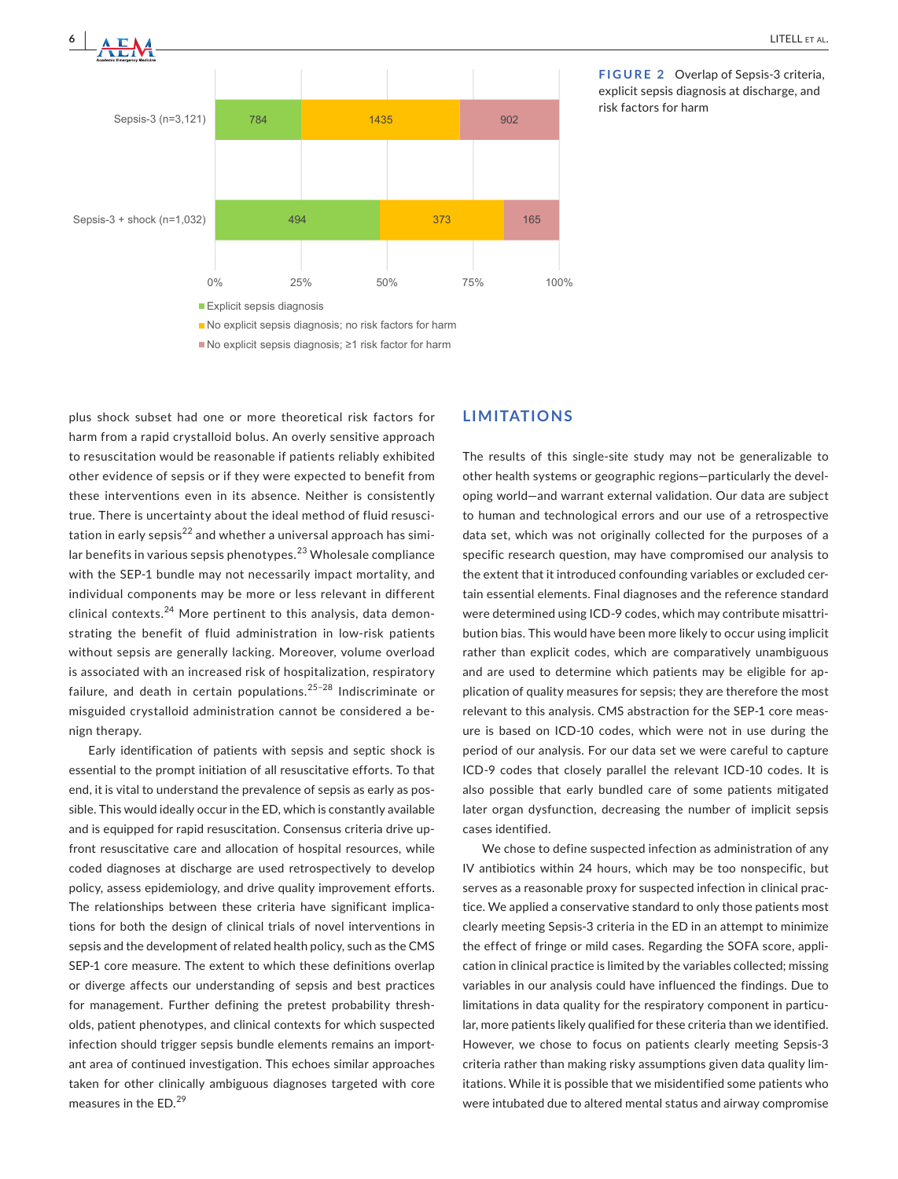| | Explicit sepsis diagnosis | No explicit sepsis diagnosis; no risk factors for harm | No explicit sepsis diagnosis; ≥1 risk factor for harm |
|---|---|---|---|
| Sepsis-3 (n=3,121) | 784 | 1435 | 902 |
| Sepsis-3 + shock (n=1,032) | 494 | 373 | 165 |

**FIGURE 2** Overlap of Sepsis-3 criteria, explicit sepsis diagnosis at discharge, and risk factors for harm

plus shock subset had one or more theoretical risk factors for harm from a rapid crystalloid bolus. An overly sensitive approach to resuscitation would be reasonable if patients reliably exhibited other evidence of sepsis or if they were expected to benefit from these interventions even in its absence. Neither is consistently true. There is uncertainty about the ideal method of fluid resuscitation in early sepsis[22] and whether a universal approach has similar benefits in various sepsis phenotypes.[23] Wholesale compliance with the SEP-1 bundle may not necessarily impact mortality, and individual components may be more or less relevant in different clinical contexts.[24] More pertinent to this analysis, data demonstrating the benefit of fluid administration in low-risk patients without sepsis are generally lacking. Moreover, volume overload is associated with an increased risk of hospitalization, respiratory failure, and death in certain populations.[25–28] Indiscriminate or misguided crystalloid administration cannot be considered a benign therapy.

Early identification of patients with sepsis and septic shock is essential to the prompt initiation of all resuscitative efforts. To that end, it is vital to understand the prevalence of sepsis as early as possible. This would ideally occur in the ED, which is constantly available and is equipped for rapid resuscitation. Consensus criteria drive upfront resuscitative care and allocation of hospital resources, while coded diagnoses at discharge are used retrospectively to develop policy, assess epidemiology, and drive quality improvement efforts. The relationships between these criteria have significant implications for both the design of clinical trials of novel interventions in sepsis and the development of related health policy, such as the CMS SEP-1 core measure. The extent to which these definitions overlap or diverge affects our understanding of sepsis and best practices for management. Further defining the pretest probability thresholds, patient phenotypes, and clinical contexts for which suspected infection should trigger sepsis bundle elements remains an important area of continued investigation. This echoes similar approaches taken for other clinically ambiguous diagnoses targeted with core measures in the ED.[29]

## LIMITATIONS

The results of this single-site study may not be generalizable to other health systems or geographic regions—particularly the developing world—and warrant external validation. Our data are subject to human and technological errors and our use of a retrospective data set, which was not originally collected for the purposes of a specific research question, may have compromised our analysis to the extent that it introduced confounding variables or excluded certain essential elements. Final diagnoses and the reference standard were determined using ICD-9 codes, which may contribute misattribution bias. This would have been more likely to occur using implicit rather than explicit codes, which are comparatively unambiguous and are used to determine which patients may be eligible for application of quality measures for sepsis; they are therefore the most relevant to this analysis. CMS abstraction for the SEP-1 core measure is based on ICD-10 codes, which were not in use during the period of our analysis. For our data set we were careful to capture ICD-9 codes that closely parallel the relevant ICD-10 codes. It is also possible that early bundled care of some patients mitigated later organ dysfunction, decreasing the number of implicit sepsis cases identified.

We chose to define suspected infection as administration of any IV antibiotics within 24 hours, which may be too nonspecific, but serves as a reasonable proxy for suspected infection in clinical practice. We applied a conservative standard to only those patients most clearly meeting Sepsis-3 criteria in the ED in an attempt to minimize the effect of fringe or mild cases. Regarding the SOFA score, application in clinical practice is limited by the variables collected; missing variables in our analysis could have influenced the findings. Due to limitations in data quality for the respiratory component in particular, more patients likely qualified for these criteria than we identified. However, we chose to focus on patients clearly meeting Sepsis-3 criteria rather than making risky assumptions given data quality limitations. While it is possible that we misidentified some patients who were intubated due to altered mental status and airway compromise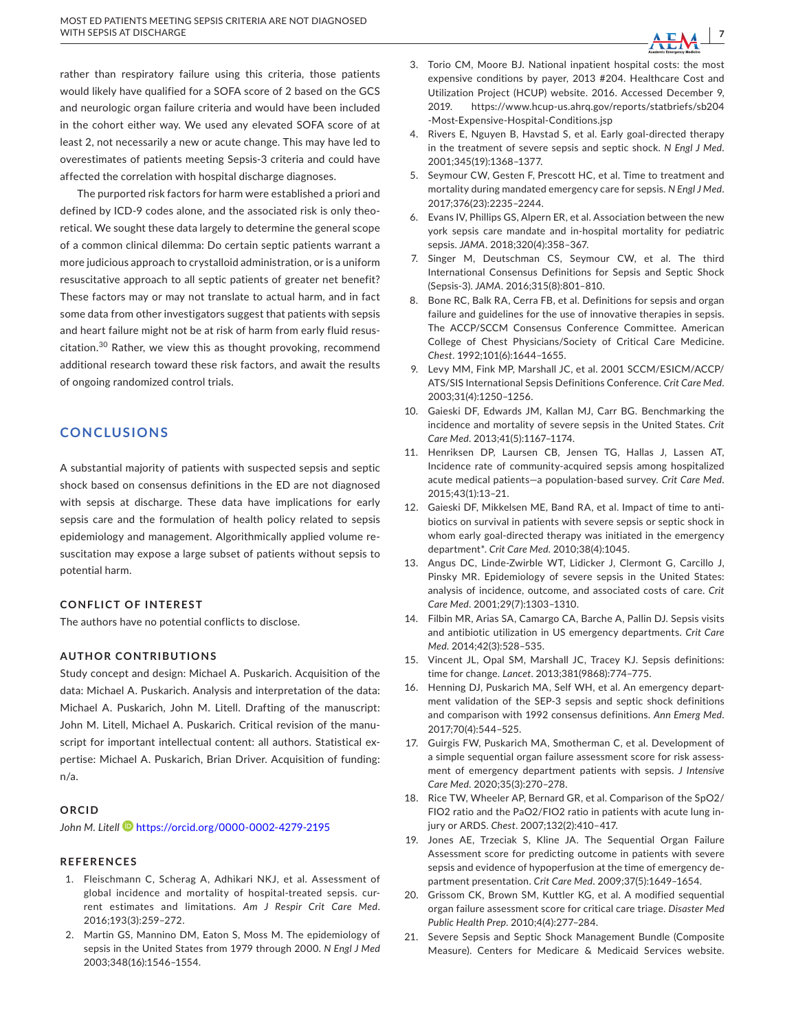rather than respiratory failure using this criteria, those patients would likely have qualified for a SOFA score of 2 based on the GCS and neurologic organ failure criteria and would have been included in the cohort either way. We used any elevated SOFA score of at least 2, not necessarily a new or acute change. This may have led to overestimates of patients meeting Sepsis-3 criteria and could have affected the correlation with hospital discharge diagnoses.

The purported risk factors for harm were established a priori and defined by ICD-9 codes alone, and the associated risk is only theoretical. We sought these data largely to determine the general scope of a common clinical dilemma: Do certain septic patients warrant a more judicious approach to crystalloid administration, or is a uniform resuscitative approach to all septic patients of greater net benefit? These factors may or may not translate to actual harm, and in fact some data from other investigators suggest that patients with sepsis and heart failure might not be at risk of harm from early fluid resuscitation.[30] Rather, we view this as thought provoking, recommend additional research toward these risk factors, and await the results of ongoing randomized control trials.

## CONCLUSIONS

A substantial majority of patients with suspected sepsis and septic shock based on consensus definitions in the ED are not diagnosed with sepsis at discharge. These data have implications for early sepsis care and the formulation of health policy related to sepsis epidemiology and management. Algorithmically applied volume resuscitation may expose a large subset of patients without sepsis to potential harm.

### CONFLICT OF INTEREST

The authors have no potential conflicts to disclose.

### AUTHOR CONTRIBUTIONS

Study concept and design: Michael A. Puskarich. Acquisition of the data: Michael A. Puskarich. Analysis and interpretation of the data: Michael A. Puskarich, John M. Litell. Drafting of the manuscript: John M. Litell, Michael A. Puskarich. Critical revision of the manuscript for important intellectual content: all authors. Statistical expertise: Michael A. Puskarich, Brian Driver. Acquisition of funding: n/a.

### ORCID

*John M. Litell* https://orcid.org/0000-0002-4279-2195

### REFERENCES

1. Fleischmann C, Scherag A, Adhikari NKJ, et al. Assessment of global incidence and mortality of hospital-treated sepsis. current estimates and limitations. *Am J Respir Crit Care Med*. 2016;193(3):259–272.
2. Martin GS, Mannino DM, Eaton S, Moss M. The epidemiology of sepsis in the United States from 1979 through 2000. *N Engl J Med* 2003;348(16):1546–1554.
3. Torio CM, Moore BJ. National inpatient hospital costs: the most expensive conditions by payer, 2013 #204. Healthcare Cost and Utilization Project (HCUP) website. 2016. Accessed December 9, 2019. https://www.hcup-us.ahrq.gov/reports/statbriefs/sb204-Most-Expensive-Hospital-Conditions.jsp
4. Rivers E, Nguyen B, Havstad S, et al. Early goal-directed therapy in the treatment of severe sepsis and septic shock. *N Engl J Med*. 2001;345(19):1368–1377.
5. Seymour CW, Gesten F, Prescott HC, et al. Time to treatment and mortality during mandated emergency care for sepsis. *N Engl J Med*. 2017;376(23):2235–2244.
6. Evans IV, Phillips GS, Alpern ER, et al. Association between the new york sepsis care mandate and in-hospital mortality for pediatric sepsis. *JAMA*. 2018;320(4):358–367.
7. Singer M, Deutschman CS, Seymour CW, et al. The third International Consensus Definitions for Sepsis and Septic Shock (Sepsis-3). *JAMA*. 2016;315(8):801–810.
8. Bone RC, Balk RA, Cerra FB, et al. Definitions for sepsis and organ failure and guidelines for the use of innovative therapies in sepsis. The ACCP/SCCM Consensus Conference Committee. American College of Chest Physicians/Society of Critical Care Medicine. *Chest*. 1992;101(6):1644–1655.
9. Levy MM, Fink MP, Marshall JC, et al. 2001 SCCM/ESICM/ACCP/ATS/SIS International Sepsis Definitions Conference. *Crit Care Med*. 2003;31(4):1250–1256.
10. Gaieski DF, Edwards JM, Kallan MJ, Carr BG. Benchmarking the incidence and mortality of severe sepsis in the United States. *Crit Care Med*. 2013;41(5):1167–1174.
11. Henriksen DP, Laursen CB, Jensen TG, Hallas J, Lassen AT, Incidence rate of community-acquired sepsis among hospitalized acute medical patients—a population-based survey. *Crit Care Med*. 2015;43(1):13–21.
12. Gaieski DF, Mikkelsen ME, Band RA, et al. Impact of time to antibiotics on survival in patients with severe sepsis or septic shock in whom early goal-directed therapy was initiated in the emergency department*. *Crit Care Med*. 2010;38(4):1045.
13. Angus DC, Linde-Zwirble WT, Lidicker J, Clermont G, Carcillo J, Pinsky MR. Epidemiology of severe sepsis in the United States: analysis of incidence, outcome, and associated costs of care. *Crit Care Med*. 2001;29(7):1303–1310.
14. Filbin MR, Arias SA, Camargo CA, Barche A, Pallin DJ. Sepsis visits and antibiotic utilization in US emergency departments. *Crit Care Med*. 2014;42(3):528–535.
15. Vincent JL, Opal SM, Marshall JC, Tracey KJ. Sepsis definitions: time for change. *Lancet*. 2013;381(9868):774–775.
16. Henning DJ, Puskarich MA, Self WH, et al. An emergency department validation of the SEP-3 sepsis and septic shock definitions and comparison with 1992 consensus definitions. *Ann Emerg Med*. 2017;70(4):544–525.
17. Guirgis FW, Puskarich MA, Smotherman C, et al. Development of a simple sequential organ failure assessment score for risk assessment of emergency department patients with sepsis. *J Intensive Care Med*. 2020;35(3):270–278.
18. Rice TW, Wheeler AP, Bernard GR, et al. Comparison of the SpO2/FIO2 ratio and the PaO2/FIO2 ratio in patients with acute lung injury or ARDS. *Chest*. 2007;132(2):410–417.
19. Jones AE, Trzeciak S, Kline JA. The Sequential Organ Failure Assessment score for predicting outcome in patients with severe sepsis and evidence of hypoperfusion at the time of emergency department presentation. *Crit Care Med*. 2009;37(5):1649–1654.
20. Grissom CK, Brown SM, Kuttler KG, et al. A modified sequential organ failure assessment score for critical care triage. *Disaster Med Public Health Prep*. 2010;4(4):277–284.
21. Severe Sepsis and Septic Shock Management Bundle (Composite Measure). Centers for Medicare & Medicaid Services website.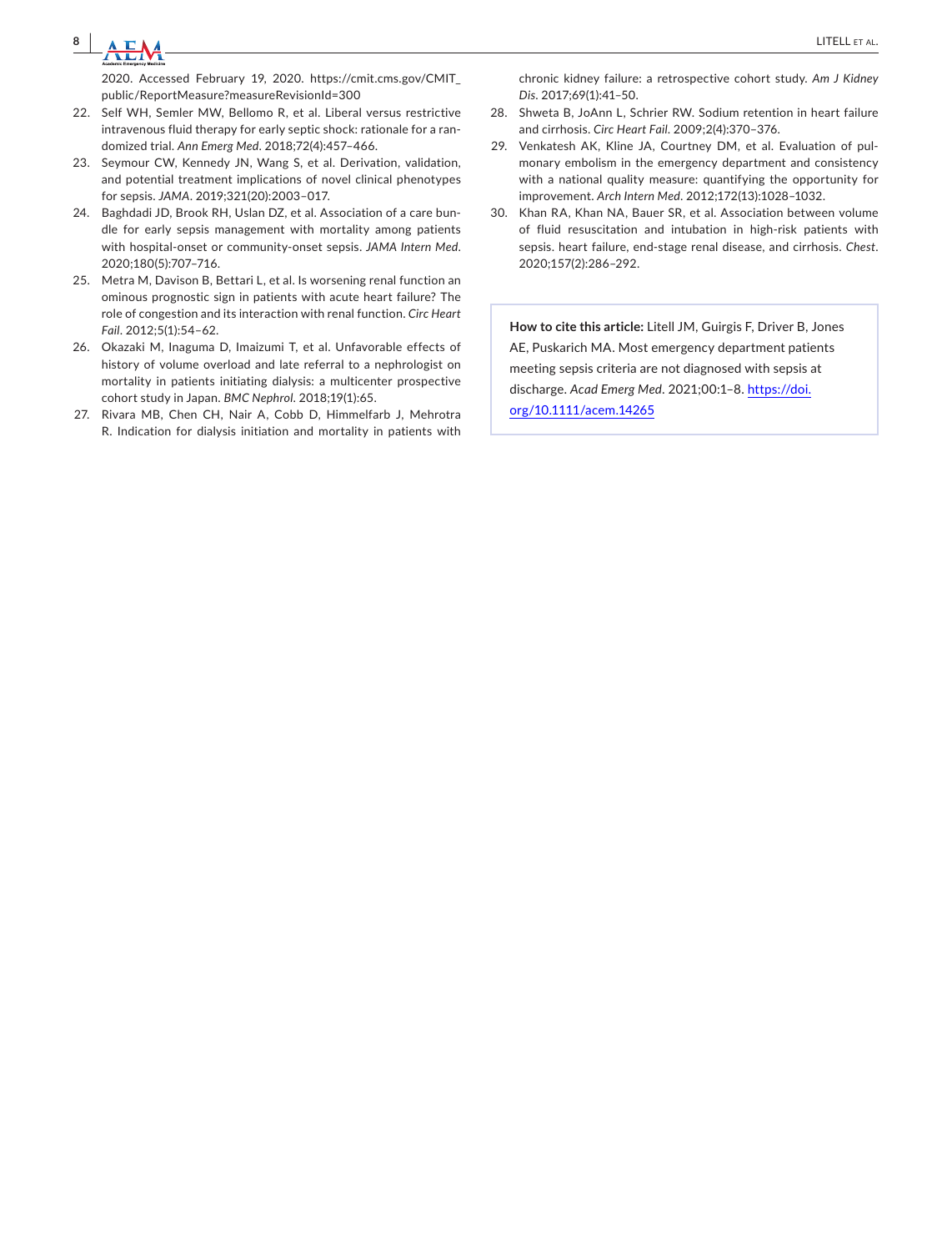2020. Accessed February 19, 2020. https://cmit.cms.gov/CMIT_public/ReportMeasure?measureRevisionId=300

22. Self WH, Semler MW, Bellomo R, et al. Liberal versus restrictive intravenous fluid therapy for early septic shock: rationale for a randomized trial. *Ann Emerg Med*. 2018;72(4):457–466.
23. Seymour CW, Kennedy JN, Wang S, et al. Derivation, validation, and potential treatment implications of novel clinical phenotypes for sepsis. *JAMA*. 2019;321(20):2003–017.
24. Baghdadi JD, Brook RH, Uslan DZ, et al. Association of a care bundle for early sepsis management with mortality among patients with hospital-onset or community-onset sepsis. *JAMA Intern Med*. 2020;180(5):707–716.
25. Metra M, Davison B, Bettari L, et al. Is worsening renal function an ominous prognostic sign in patients with acute heart failure? The role of congestion and its interaction with renal function. *Circ Heart Fail*. 2012;5(1):54–62.
26. Okazaki M, Inaguma D, Imaizumi T, et al. Unfavorable effects of history of volume overload and late referral to a nephrologist on mortality in patients initiating dialysis: a multicenter prospective cohort study in Japan. *BMC Nephrol*. 2018;19(1):65.
27. Rivara MB, Chen CH, Nair A, Cobb D, Himmelfarb J, Mehrotra R. Indication for dialysis initiation and mortality in patients with chronic kidney failure: a retrospective cohort study. *Am J Kidney Dis*. 2017;69(1):41–50.
28. Shweta B, JoAnn L, Schrier RW. Sodium retention in heart failure and cirrhosis. *Circ Heart Fail*. 2009;2(4):370–376.
29. Venkatesh AK, Kline JA, Courtney DM, et al. Evaluation of pulmonary embolism in the emergency department and consistency with a national quality measure: quantifying the opportunity for improvement. *Arch Intern Med*. 2012;172(13):1028–1032.
30. Khan RA, Khan NA, Bauer SR, et al. Association between volume of fluid resuscitation and intubation in high-risk patients with sepsis. heart failure, end-stage renal disease, and cirrhosis. *Chest*. 2020;157(2):286–292.

**How to cite this article:** Litell JM, Guirgis F, Driver B, Jones AE, Puskarich MA. Most emergency department patients meeting sepsis criteria are not diagnosed with sepsis at discharge. *Acad Emerg Med*. 2021;00:1–8. https://doi.org/10.1111/acem.14265